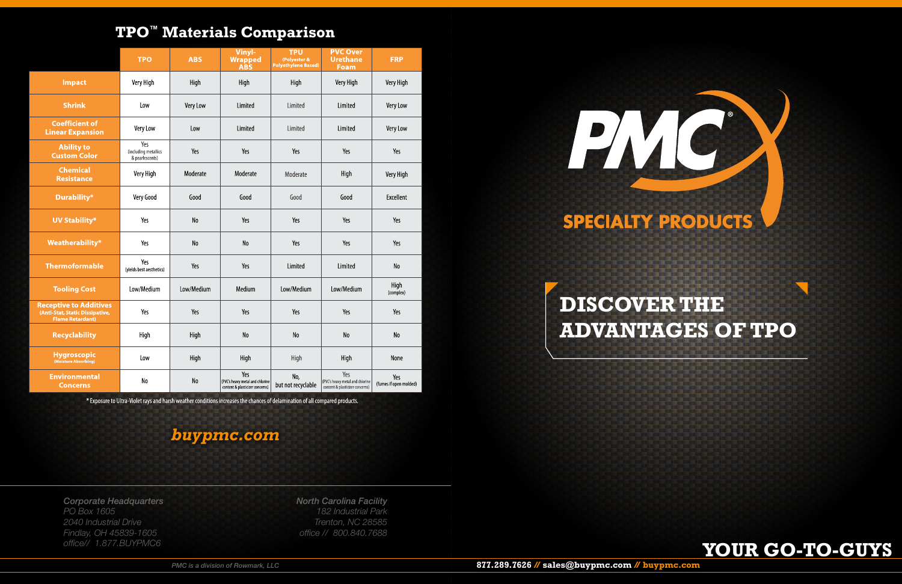## TPO™ Materials Comparison

| | TPO | ABS | Vinyl-Wrapped ABS | TPU (Polyester & Polyethylene Based) | PVC Over Urethane Foam | FRP |
|---|---|---|---|---|---|---|
| Impact | Very High | High | High | High | Very High | Very High |
| Shrink | Low | Very Low | Limited | Limited | Limited | Very Low |
| Coefficient of Linear Expansion | Very Low | Low | Limited | Limited | Limited | Very Low |
| Ability to Custom Color | Yes (including metallics & pearlescents) | Yes | Yes | Yes | Yes | Yes |
| Chemical Resistance | Very High | Moderate | Moderate | Moderate | High | Very High |
| Durability* | Very Good | Good | Good | Good | Good | Excellent |
| UV Stability* | Yes | No | Yes | Yes | Yes | Yes |
| Weatherability* | Yes | No | No | Yes | Yes | Yes |
| Thermoformable | Yes (yields best aesthetics) | Yes | Yes | Limited | Limited | No |
| Tooling Cost | Low/Medium | Low/Medium | Medium | Low/Medium | Low/Medium | High (complex) |
| Receptive to Additives (Anti-Stat, Static Dissipative, Flame Retardant) | Yes | Yes | Yes | Yes | Yes | Yes |
| Recyclability | High | High | No | No | No | No |
| Hygroscopic (Moisture Absorbing) | Low | High | High | High | High | None |
| Environmental Concerns | No | No | Yes (PVC's heavy metal and chlorine content & plasticizer concerns) | No, but not recyclable | Yes (PVC's heavy metal and chlorine content & plasticizer concerns) | Yes (fumes if open molded) |

* Exposure to Ultra-Violet rays and harsh weather conditions increases the chances of delamination of all compared products.

**buypmc.com**

*Corporate Headquarters*
*PO Box 1605*
*2040 Industrial Drive*
*Findlay, OH 45839-1605*
*office// 1.877.BUYPMC6*

*North Carolina Facility*
*182 Industrial Park*
*Trenton, NC 28585*
*office // 800.840.7688*

*PMC is a division of Rowmark, LLC*

PMC®

SPECIALTY PRODUCTS

# DISCOVER THE ADVANTAGES OF TPO

**YOUR GO-TO-GUYS**

**877.289.7626 // sales@buypmc.com // buypmc.com**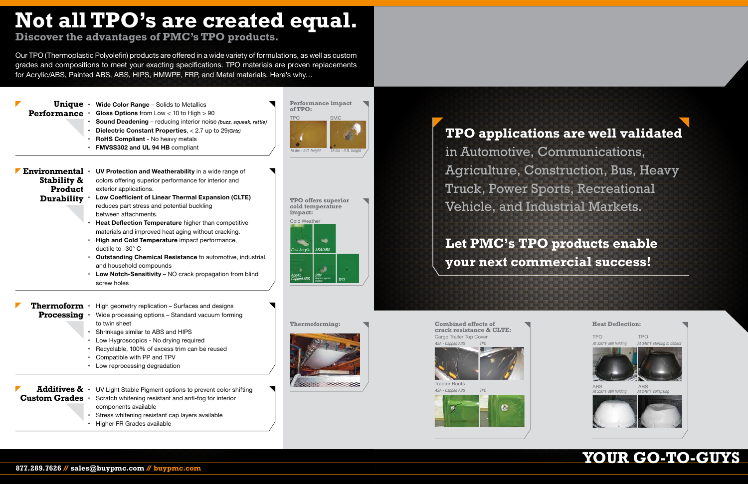# Not all TPO's are created equal.

## Discover the advantages of PMC's TPO products.

Our TPO (Thermoplastic Polyolefin) products are offered in a wide variety of formulations, as well as custom grades and compositions to meet your exacting specifications. TPO materials are proven replacements for Acrylic/ABS, Painted ABS, ABS, HIPS, HMWPE, FRP, and Metal materials. Here's why…

### Unique Performance

- **Wide Color Range** – Solids to Metallics
- **Gloss Options** from Low < 10 to High > 90
- **Sound Deadening** – reducing interior noise *(buzz, squeak, rattle)*
- **Dielectric Constant Properties**, < 2.7 up to 29*(GHz)*
- **RoHS Compliant** - No heavy metals
- **FMVSS302 and UL 94 HB** compliant

### Environmental Stability & Product Durability

- **UV Protection and Weatherability** in a wide range of colors offering superior performance for interior and exterior applications.
- **Low Coefficient of Linear Thermal Expansion (CLTE)** reduces part stress and potential buckling between attachments.
- **Heat Deflection Temperature** higher than competitive materials and improved heat aging without cracking.
- **High and Cold Temperature** impact performance, ductile to -30° C
- **Outstanding Chemical Resistance** to automotive, industrial, and household compounds
- **Low Notch-Sensitivity** – NO crack propagation from blind screw holes

### Thermoform Processing

- High geometry replication – Surfaces and designs
- Wide processing options – Standard vacuum forming to twin sheet
- Shrinkage similar to ABS and HIPS
- Low Hygroscopics - No drying required
- Recyclable, 100% of excess trim can be reused
- Compatible with PP and TPV
- Low reprocessing degradation

### Additives & Custom Grades

- UV Light Stable Pigment options to prevent color shifting
- Scratch whitening resistant and anti-fog for interior components available
- Stress whitening resistant cap layers available
- Higher FR Grades available

**Performance impact of TPO:**

TPO — *15 lbs - 9 ft. height*

SMC — *15 lbs - 3 ft. height*

**TPO offers superior cold temperature impact:**

Cold Weather

*Cast Acrylic* · *ASA/ABS* · *Acrylic Capped ABS* · *RIM Reaction Injection Molding* · *TPO*

**Thermoforming:**

**Combined effects of crack resistance & CLTE:**

Cargo Trailer Top Cover

*ASA - Capped ABS* · *TPO*

Tractor Roofs

*ASA - Capped ABS* · *TPO*

**Heat Deflection:**

TPO — *At 320°F still holding*

TPO — *At 340°F starting to deflect*

ABS — *At 220°F still holding*

ABS — *At 240°F collapsing*

**TPO applications are well validated** in Automotive, Communications, Agriculture, Construction, Bus, Heavy Truck, Power Sports, Recreational Vehicle, and Industrial Markets.

**Let PMC's TPO products enable your next commercial success!**

**YOUR GO-TO-GUYS**

877.289.7626 // sales@buypmc.com // buypmc.com